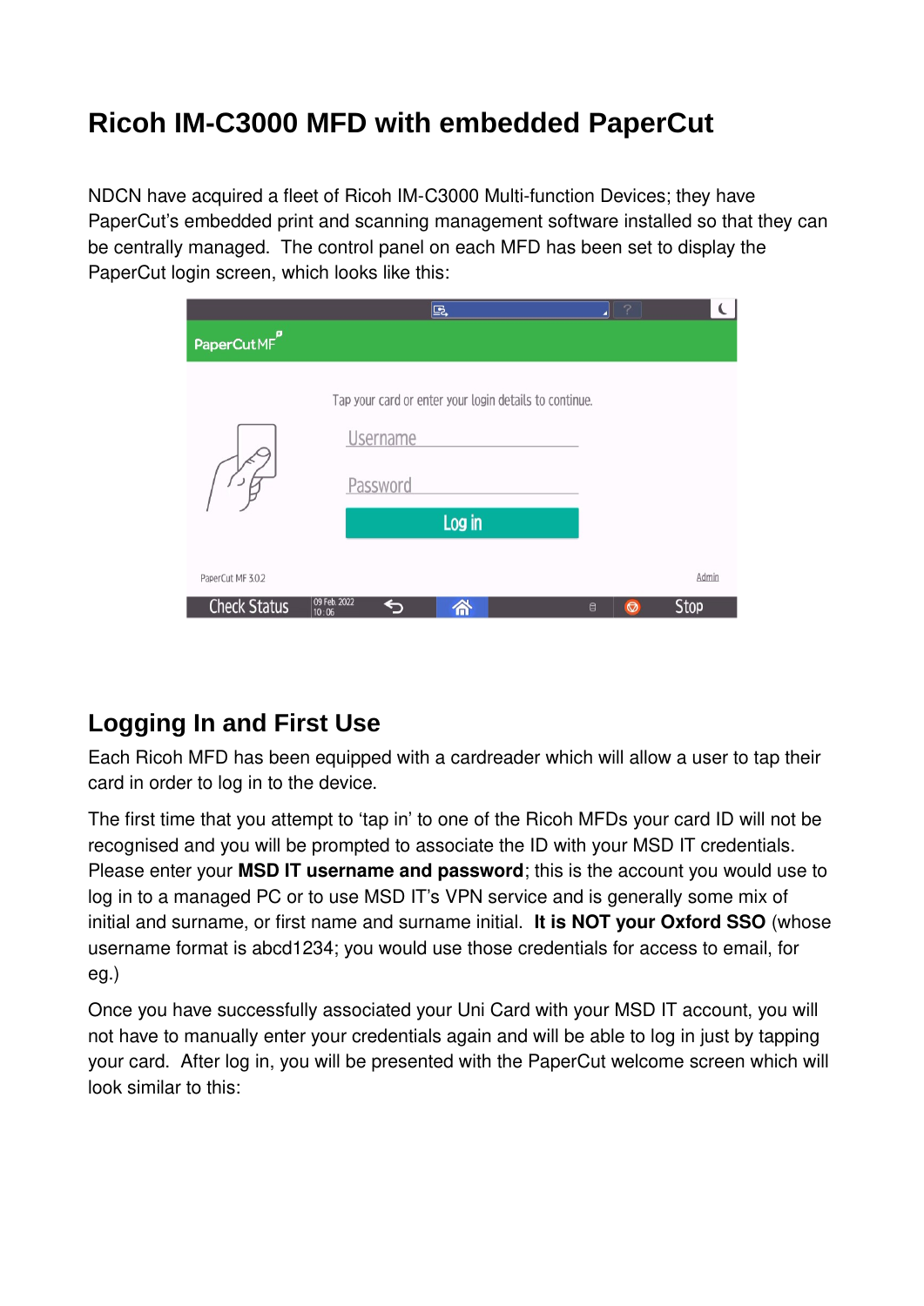# Ricoh IM-C3000 MFD with embedded PaperCut

NDCN have acquired a fleet of Ricoh IM-C3000 Multi-function Devices; they have PaperCut's embedded print and scanning management software installed so that they can be centrally managed. The control panel on each MFD has been set to display the PaperCut login screen, which looks like this:

## Logging In and First Use

Each Ricoh MFD has been equipped with a cardreader which will allow a user to tap their card in order to log in to the device.

The first time that you attempt to 'tap in' to one of the Ricoh MFDs your card ID will not be recognised and you will be prompted to associate the ID with your MSD IT credentials. Please enter your **MSD IT username and password**; this is the account you would use to log in to a managed PC or to use MSD IT's VPN service and is generally some mix of initial and surname, or first name and surname initial. **It is NOT your Oxford SSO** (whose username format is abcd1234; you would use those credentials for access to email, for eg.)

Once you have successfully associated your Uni Card with your MSD IT account, you will not have to manually enter your credentials again and will be able to log in just by tapping your card. After log in, you will be presented with the PaperCut welcome screen which will look similar to this: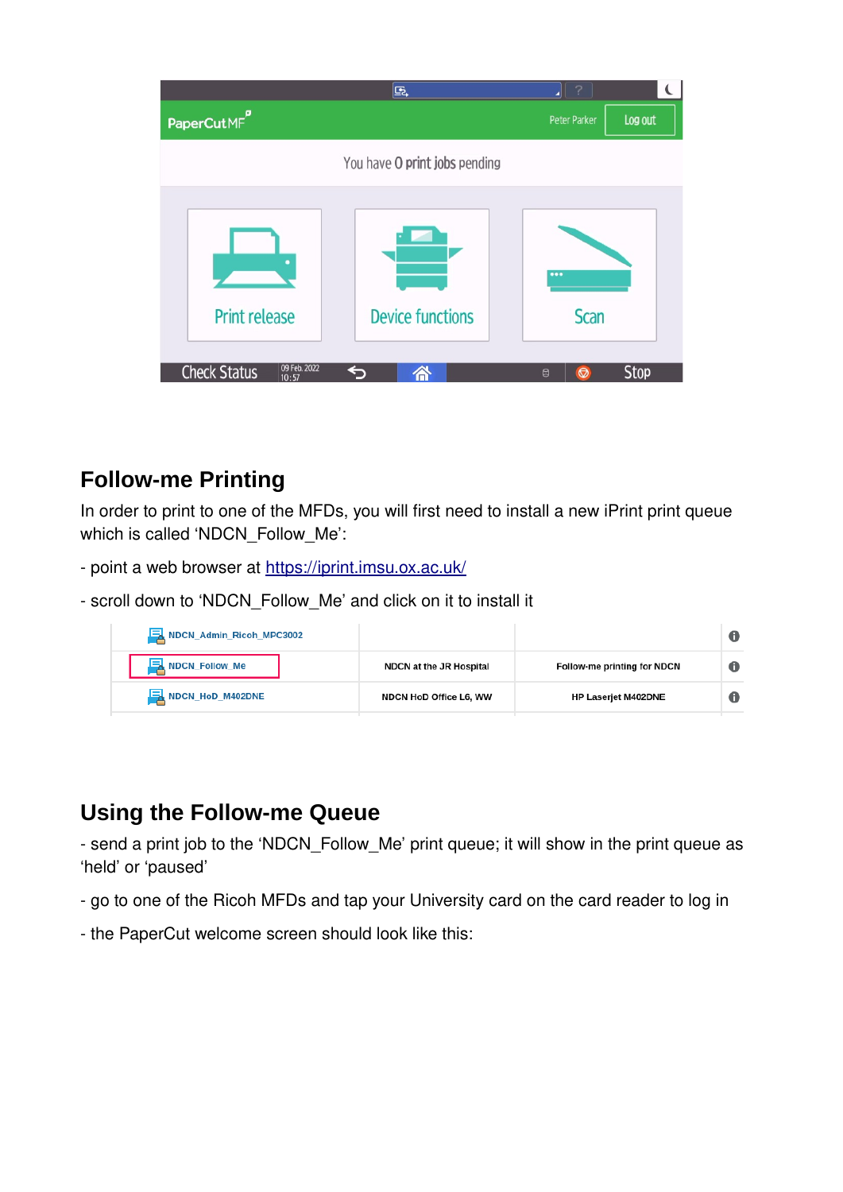## Follow-me Printing

In order to print to one of the MFDs, you will first need to install a new iPrint print queue which is called 'NDCN_Follow_Me':

- point a web browser at [https://iprint.imsu.ox.ac.uk/](https://iprint.imsu.ox.ac.uk/)

- scroll down to 'NDCN_Follow_Me' and click on it to install it

| | | | |
|---|---|---|---|
| NDCN_Admin_Ricoh_MPC3002 | | | |
| NDCN_Follow_Me | NDCN at the JR Hospital | Follow-me printing for NDCN | |
| NDCN_HoD_M402DNE | NDCN HoD Office L6, WW | HP Laserjet M402DNE | |

## Using the Follow-me Queue

- send a print job to the 'NDCN_Follow_Me' print queue; it will show in the print queue as 'held' or 'paused'

- go to one of the Ricoh MFDs and tap your University card on the card reader to log in

- the PaperCut welcome screen should look like this: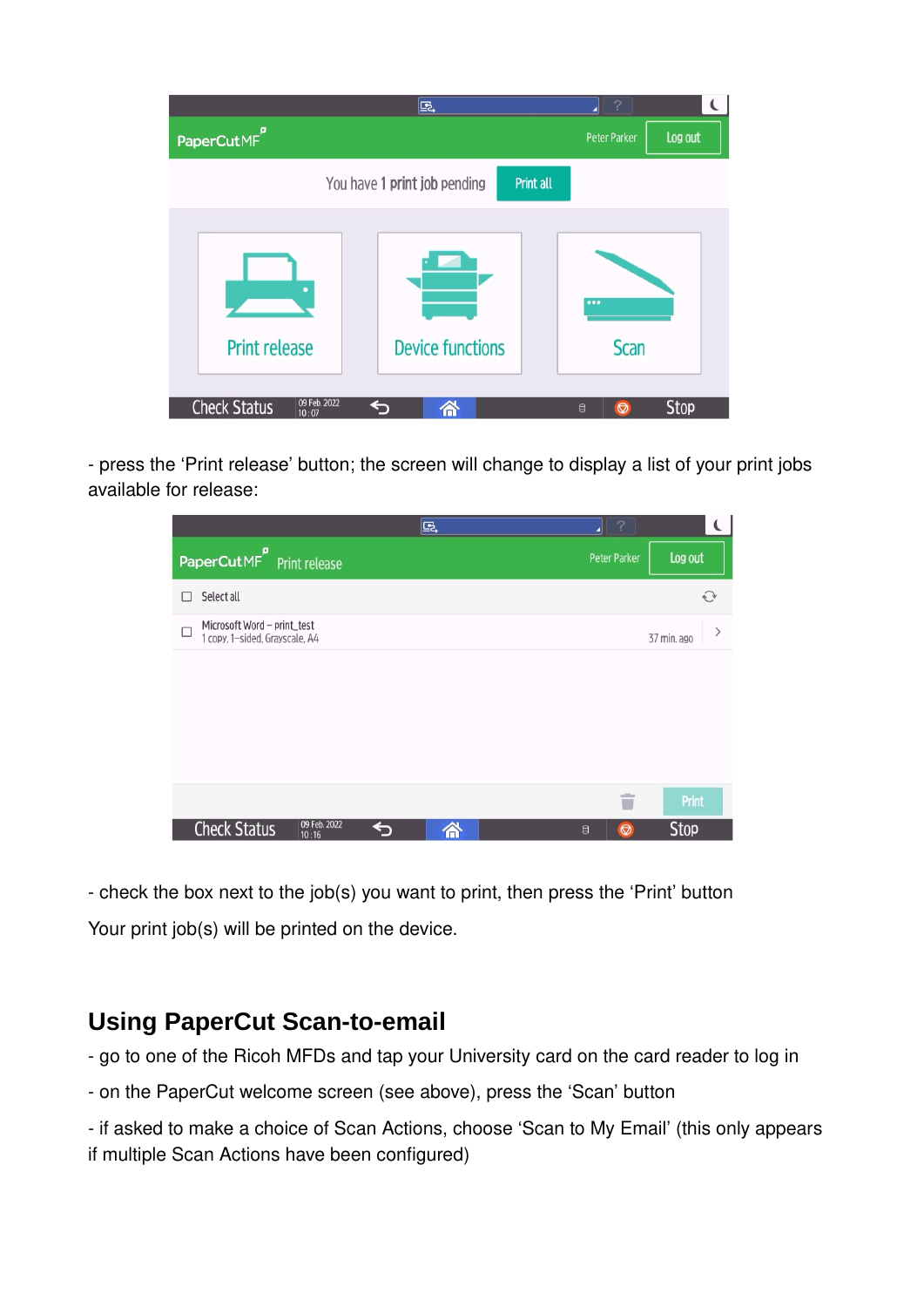- press the ‘Print release’ button; the screen will change to display a list of your print jobs available for release:

- check the box next to the job(s) you want to print, then press the ‘Print’ button

Your print job(s) will be printed on the device.

## Using PaperCut Scan-to-email

- go to one of the Ricoh MFDs and tap your University card on the card reader to log in

- on the PaperCut welcome screen (see above), press the ‘Scan’ button

- if asked to make a choice of Scan Actions, choose ‘Scan to My Email’ (this only appears if multiple Scan Actions have been configured)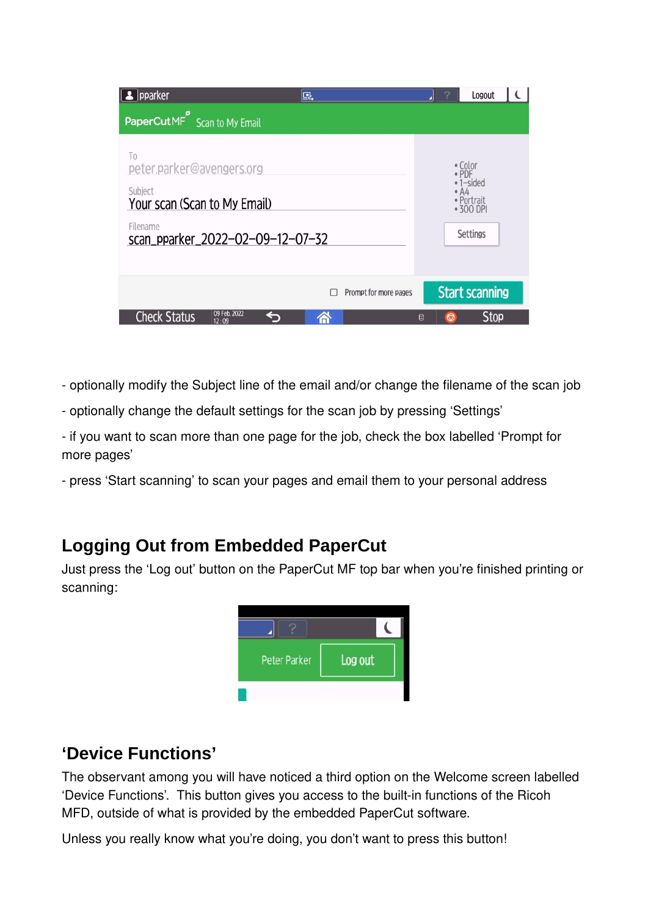- optionally modify the Subject line of the email and/or change the filename of the scan job

- optionally change the default settings for the scan job by pressing 'Settings'

- if you want to scan more than one page for the job, check the box labelled 'Prompt for more pages'

- press 'Start scanning' to scan your pages and email them to your personal address

## Logging Out from Embedded PaperCut

Just press the 'Log out' button on the PaperCut MF top bar when you're finished printing or scanning:

## 'Device Functions'

The observant among you will have noticed a third option on the Welcome screen labelled 'Device Functions'. This button gives you access to the built-in functions of the Ricoh MFD, outside of what is provided by the embedded PaperCut software.

Unless you really know what you're doing, you don't want to press this button!